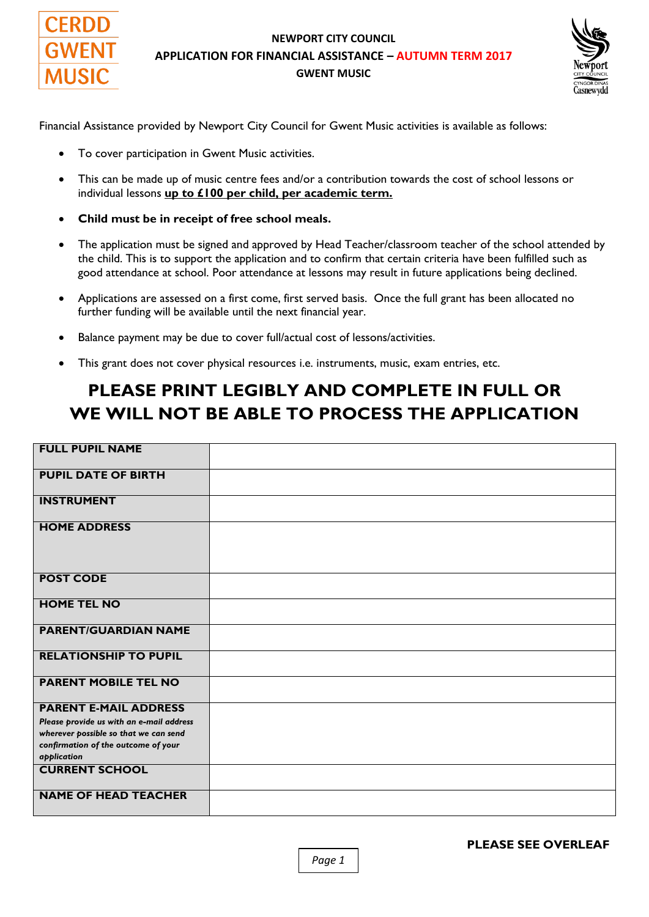CERDD GWENT MUSIC

# NEWPORT CITY COUNCIL
## APPLICATION FOR FINANCIAL ASSISTANCE – AUTUMN TERM 2017
## GWENT MUSIC

Newport City Council / Cyngor Dinas Casnewydd

Financial Assistance provided by Newport City Council for Gwent Music activities is available as follows:

- To cover participation in Gwent Music activities.
- This can be made up of music centre fees and/or a contribution towards the cost of school lessons or individual lessons **up to £100 per child, per academic term.**
- **Child must be in receipt of free school meals.**
- The application must be signed and approved by Head Teacher/classroom teacher of the school attended by the child. This is to support the application and to confirm that certain criteria have been fulfilled such as good attendance at school. Poor attendance at lessons may result in future applications being declined.
- Applications are assessed on a first come, first served basis. Once the full grant has been allocated no further funding will be available until the next financial year.
- Balance payment may be due to cover full/actual cost of lessons/activities.
- This grant does not cover physical resources i.e. instruments, music, exam entries, etc.

## PLEASE PRINT LEGIBLY AND COMPLETE IN FULL OR WE WILL NOT BE ABLE TO PROCESS THE APPLICATION

| | |
|---|---|
| **FULL PUPIL NAME** | |
| **PUPIL DATE OF BIRTH** | |
| **INSTRUMENT** | |
| **HOME ADDRESS** | |
| **POST CODE** | |
| **HOME TEL NO** | |
| **PARENT/GUARDIAN NAME** | |
| **RELATIONSHIP TO PUPIL** | |
| **PARENT MOBILE TEL NO** | |
| **PARENT E-MAIL ADDRESS** *Please provide us with an e-mail address wherever possible so that we can send confirmation of the outcome of your application* | |
| **CURRENT SCHOOL** | |
| **NAME OF HEAD TEACHER** | |

**PLEASE SEE OVERLEAF**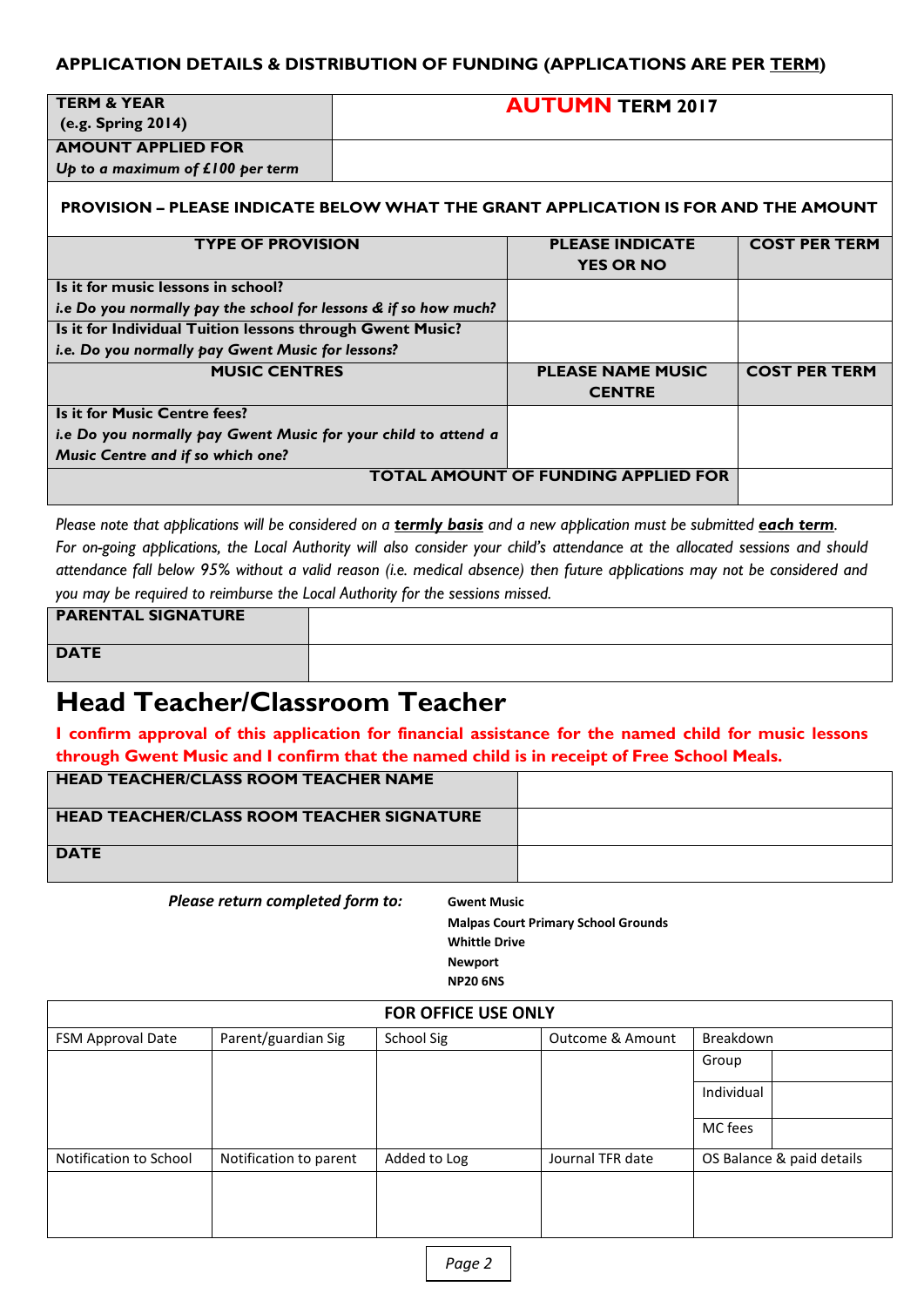## APPLICATION DETAILS & DISTRIBUTION OF FUNDING (APPLICATIONS ARE PER TERM)

| | |
|---|---|
| **TERM & YEAR** (e.g. Spring 2014) | **AUTUMN TERM 2017** |
| **AMOUNT APPLIED FOR** *Up to a maximum of £100 per term* | |

**PROVISION – PLEASE INDICATE BELOW WHAT THE GRANT APPLICATION IS FOR AND THE AMOUNT**

| TYPE OF PROVISION | PLEASE INDICATE YES OR NO | COST PER TERM |
|---|---|---|
| **Is it for music lessons in school?** *i.e Do you normally pay the school for lessons & if so how much?* | | |
| **Is it for Individual Tuition lessons through Gwent Music?** *i.e. Do you normally pay Gwent Music for lessons?* | | |
| **MUSIC CENTRES** | **PLEASE NAME MUSIC CENTRE** | **COST PER TERM** |
| **Is it for Music Centre fees?** *i.e Do you normally pay Gwent Music for your child to attend a Music Centre and if so which one?* | | |
| **TOTAL AMOUNT OF FUNDING APPLIED FOR** | | |

*Please note that applications will be considered on a* ***termly basis*** *and a new application must be submitted* ***each term****. For on-going applications, the Local Authority will also consider your child's attendance at the allocated sessions and should attendance fall below 95% without a valid reason (i.e. medical absence) then future applications may not be considered and you may be required to reimburse the Local Authority for the sessions missed.*

| | |
|---|---|
| **PARENTAL SIGNATURE** | |
| **DATE** | |

# Head Teacher/Classroom Teacher

**I confirm approval of this application for financial assistance for the named child for music lessons through Gwent Music and I confirm that the named child is in receipt of Free School Meals.**

| | |
|---|---|
| **HEAD TEACHER/CLASS ROOM TEACHER NAME** | |
| **HEAD TEACHER/CLASS ROOM TEACHER SIGNATURE** | |
| **DATE** | |

***Please return completed form to:***

**Gwent Music**
**Malpas Court Primary School Grounds**
**Whittle Drive**
**Newport**
**NP20 6NS**

| **FOR OFFICE USE ONLY** | | | | | |
|---|---|---|---|---|---|
| FSM Approval Date | Parent/guardian Sig | School Sig | Outcome & Amount | Breakdown | |
| | | | | Group | |
| | | | | Individual | |
| | | | | MC fees | |
| Notification to School | Notification to parent | Added to Log | Journal TFR date | OS Balance & paid details | |
| | | | | | |